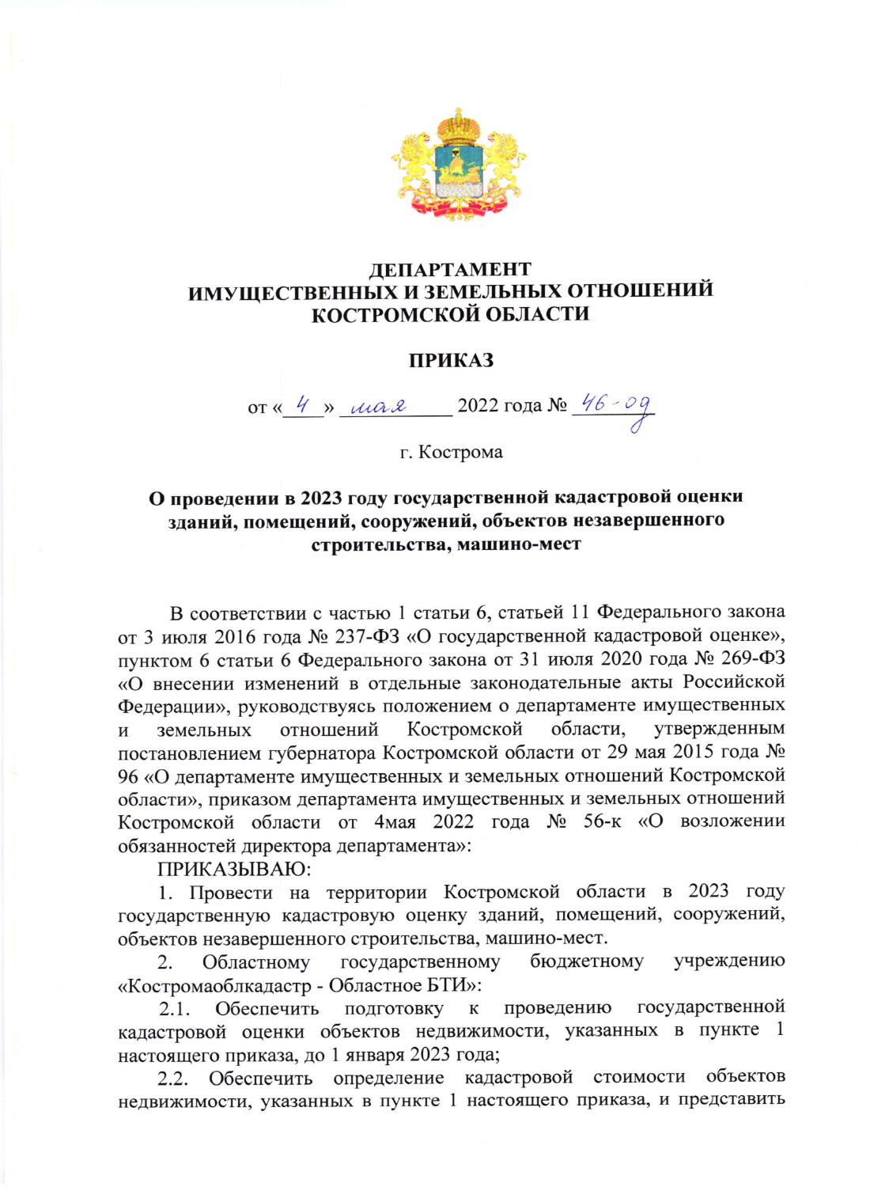# ДЕПАРТАМЕНТ ИМУЩЕСТВЕННЫХ И ЗЕМЕЛЬНЫХ ОТНОШЕНИЙ КОСТРОМСКОЙ ОБЛАСТИ

## ПРИКАЗ

от «4» мая 2022 года № 46-од

г. Кострома

**О проведении в 2023 году государственной кадастровой оценки зданий, помещений, сооружений, объектов незавершенного строительства, машино-мест**

В соответствии с частью 1 статьи 6, статьей 11 Федерального закона от 3 июля 2016 года № 237-ФЗ «О государственной кадастровой оценке», пунктом 6 статьи 6 Федерального закона от 31 июля 2020 года № 269-ФЗ «О внесении изменений в отдельные законодательные акты Российской Федерации», руководствуясь положением о департаменте имущественных и земельных отношений Костромской области, утвержденным постановлением губернатора Костромской области от 29 мая 2015 года № 96 «О департаменте имущественных и земельных отношений Костромской области», приказом департамента имущественных и земельных отношений Костромской области от 4мая 2022 года № 56-к «О возложении обязанностей директора департамента»:

ПРИКАЗЫВАЮ:

1. Провести на территории Костромской области в 2023 году государственную кадастровую оценку зданий, помещений, сооружений, объектов незавершенного строительства, машино-мест.

2. Областному государственному бюджетному учреждению «Костромаоблкадастр - Областное БТИ»:

2.1. Обеспечить подготовку к проведению государственной кадастровой оценки объектов недвижимости, указанных в пункте 1 настоящего приказа, до 1 января 2023 года;

2.2. Обеспечить определение кадастровой стоимости объектов недвижимости, указанных в пункте 1 настоящего приказа, и представить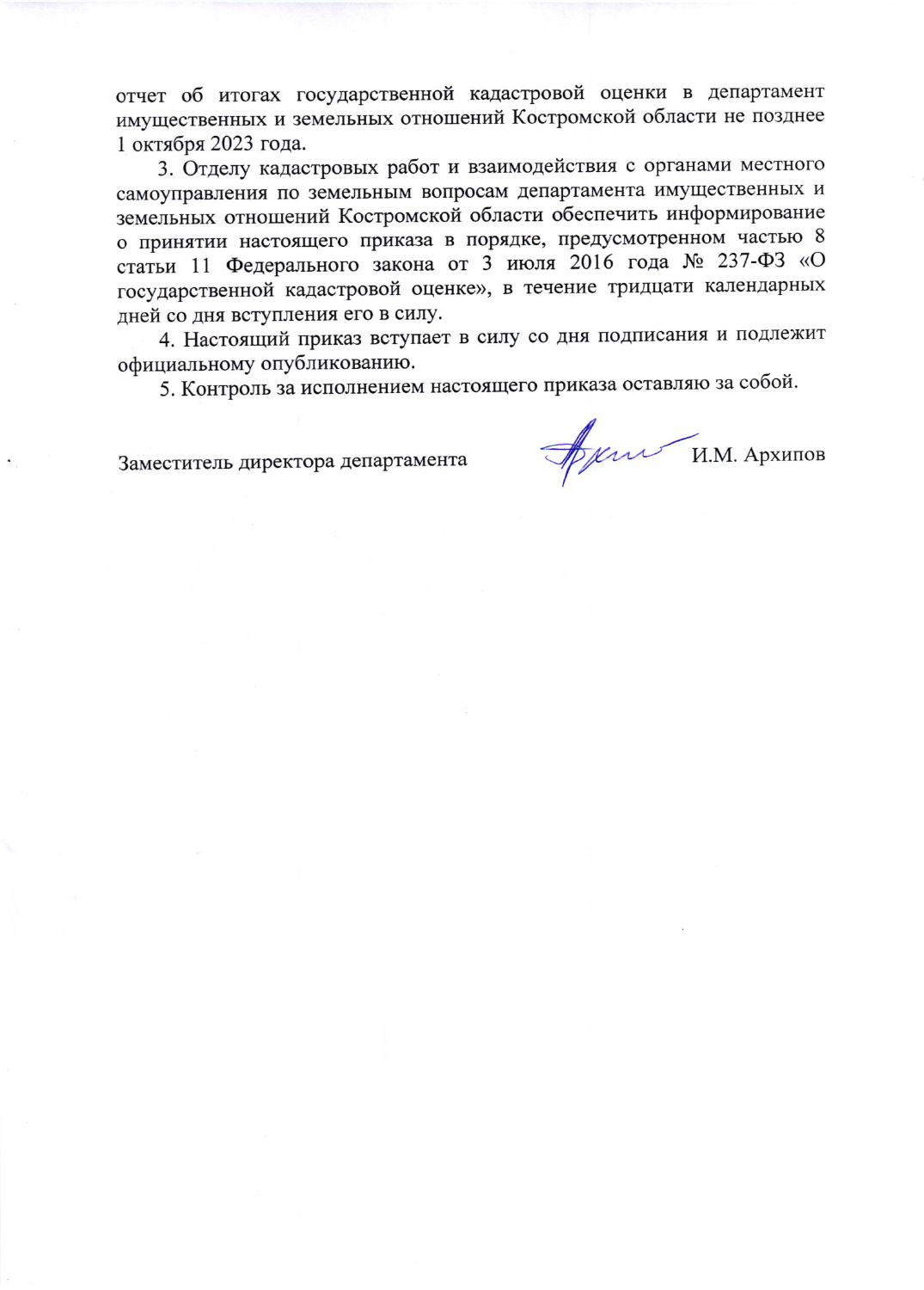отчет об итогах государственной кадастровой оценки в департамент имущественных и земельных отношений Костромской области не позднее 1 октября 2023 года.

3. Отделу кадастровых работ и взаимодействия с органами местного самоуправления по земельным вопросам департамента имущественных и земельных отношений Костромской области обеспечить информирование о принятии настоящего приказа в порядке, предусмотренном частью 8 статьи 11 Федерального закона от 3 июля 2016 года № 237-ФЗ «О государственной кадастровой оценке», в течение тридцати календарных дней со дня вступления его в силу.

4. Настоящий приказ вступает в силу со дня подписания и подлежит официальному опубликованию.

5. Контроль за исполнением настоящего приказа оставляю за собой.

Заместитель директора департамента И.М. Архипов